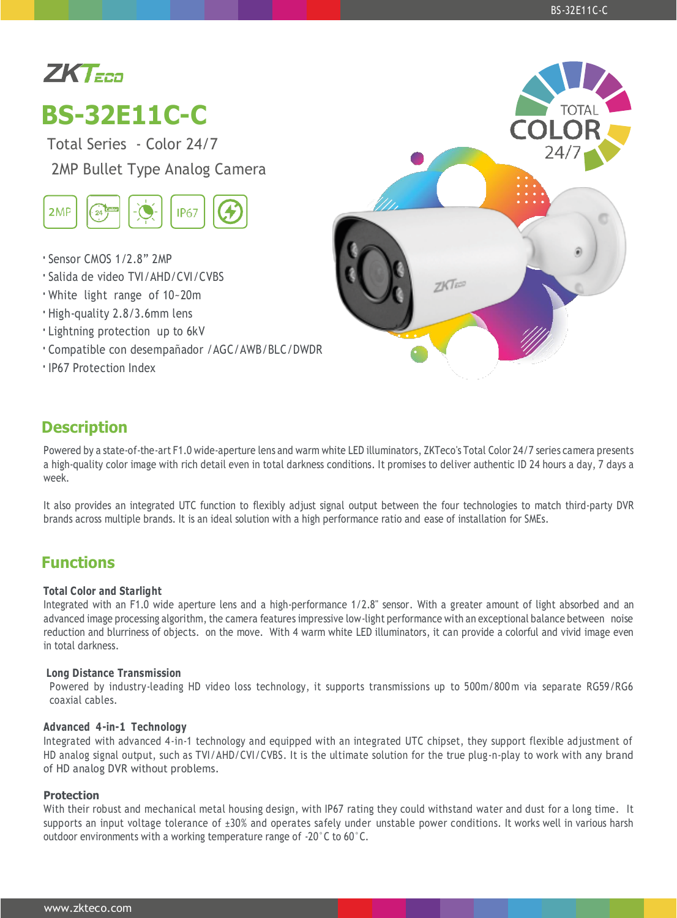ZKTeco

# BS-32E11C-C

Total Series - Color 24/7

2MP Bullet Type Analog Camera

- Sensor CMOS 1/2.8" 2MP
- Salida de video TVI/AHD/CVI/CVBS
- White light range of 10~20m
- High-quality 2.8/3.6mm lens
- Lightning protection up to 6kV
- Compatible con desempañador /AGC/AWB/BLC/DWDR
- IP67 Protection Index

## Description

Powered by a state-of-the-art F1.0 wide-aperture lens and warm white LED illuminators, ZKTeco's Total Color 24/7 series camera presents a high-quality color image with rich detail even in total darkness conditions. It promises to deliver authentic ID 24 hours a day, 7 days a week.

It also provides an integrated UTC function to flexibly adjust signal output between the four technologies to match third-party DVR brands across multiple brands. It is an ideal solution with a high performance ratio and ease of installation for SMEs.

## Functions

**Total Color and Starlight**

Integrated with an F1.0 wide aperture lens and a high-performance 1/2.8" sensor. With a greater amount of light absorbed and an advanced image processing algorithm, the camera features impressive low-light performance with an exceptional balance between noise reduction and blurriness of objects. on the move. With 4 warm white LED illuminators, it can provide a colorful and vivid image even in total darkness.

**Long Distance Transmission**

Powered by industry-leading HD video loss technology, it supports transmissions up to 500m/800m via separate RG59/RG6 coaxial cables.

**Advanced 4-in-1 Technology**

Integrated with advanced 4-in-1 technology and equipped with an integrated UTC chipset, they support flexible adjustment of HD analog signal output, such as TVI/AHD/CVI/CVBS. It is the ultimate solution for the true plug-n-play to work with any brand of HD analog DVR without problems.

**Protection**

With their robust and mechanical metal housing design, with IP67 rating they could withstand water and dust for a long time. It supports an input voltage tolerance of ±30% and operates safely under unstable power conditions. It works well in various harsh outdoor environments with a working temperature range of -20°C to 60°C.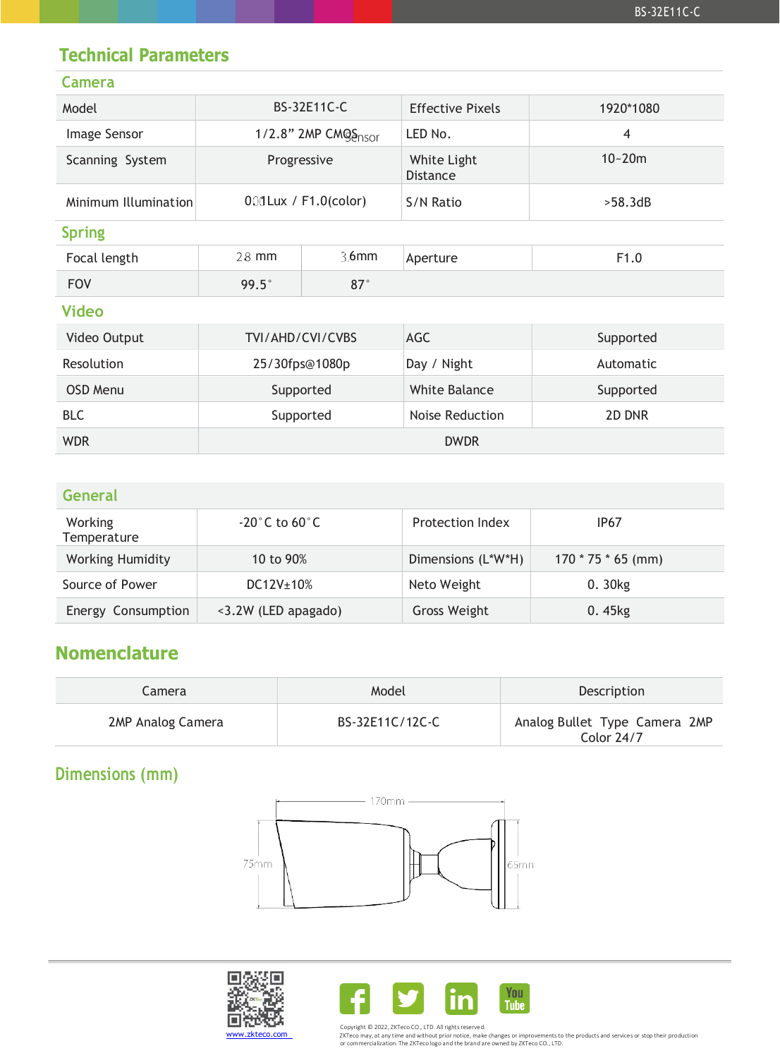## Technical Parameters

### Camera

| | | | |
|---|---|---|---|
| Model | BS-32E11C-C | Effective Pixels | 1920*1080 |
| Image Sensor | 1/2.8" 2MP CMOS Sensor | LED No. | 4 |
| Scanning System | Progressive | White Light Distance | 10~20m |
| Minimum Illumination | 0.01Lux / F1.0(color) | S/N Ratio | >58.3dB |

### Spring

| | | | | |
|---|---|---|---|---|
| Focal length | 2.8 mm | 3.6mm | Aperture | F1.0 |
| FOV | 99.5° | 87° | | |

### Video

| | | | |
|---|---|---|---|
| Video Output | TVI/AHD/CVI/CVBS | AGC | Supported |
| Resolution | 25/30fps@1080p | Day / Night | Automatic |
| OSD Menu | Supported | White Balance | Supported |
| BLC | Supported | Noise Reduction | 2D DNR |
| WDR | DWDR | | |

### General

| | | | |
|---|---|---|---|
| Working Temperature | -20°C to 60°C | Protection Index | IP67 |
| Working Humidity | 10 to 90% | Dimensions (L*W*H) | 170 * 75 * 65 (mm) |
| Source of Power | DC12V±10% | Neto Weight | 0. 30kg |
| Energy Consumption | <3.2W (LED apagado) | Gross Weight | 0. 45kg |

## Nomenclature

| Camera | Model | Description |
|---|---|---|
| 2MP Analog Camera | BS-32E11C/12C-C | Analog Bullet Type Camera 2MP Color 24/7 |

### Dimensions (mm)

170mm

75mm

65mm

www.zkteco.com

Copyright © 2022, ZKTeco CO., LTD. All rights reserved.
ZKTeco may, at any time and without prior notice, make changes or improvements to the products and services or stop their production or commercialization. The ZKTeco logo and the brand are owned by ZKTeco CO., LTD.